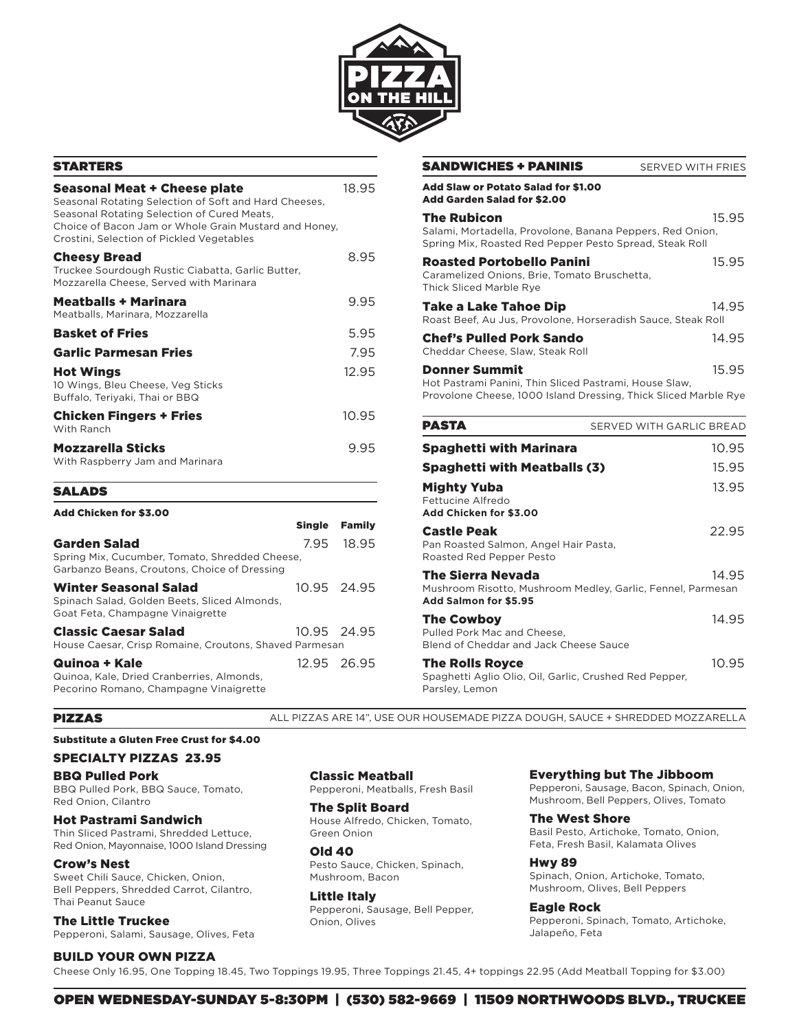# PIZZA ON THE HILL

## STARTERS

**Seasonal Meat + Cheese plate** — 18.95
Seasonal Rotating Selection of Soft and Hard Cheeses, Seasonal Rotating Selection of Cured Meats, Choice of Bacon Jam or Whole Grain Mustard and Honey, Crostini, Selection of Pickled Vegetables

**Cheesy Bread** — 8.95
Truckee Sourdough Rustic Ciabatta, Garlic Butter, Mozzarella Cheese, Served with Marinara

**Meatballs + Marinara** — 9.95
Meatballs, Marinara, Mozzarella

**Basket of Fries** — 5.95

**Garlic Parmesan Fries** — 7.95

**Hot Wings** — 12.95
10 Wings, Bleu Cheese, Veg Sticks
Buffalo, Teriyaki, Thai or BBQ

**Chicken Fingers + Fries** — 10.95
With Ranch

**Mozzarella Sticks** — 9.95
With Raspberry Jam and Marinara

## SALADS

**Add Chicken for $3.00**

| | Single | Family |
|---|---|---|
| **Garden Salad**<br>Spring Mix, Cucumber, Tomato, Shredded Cheese, Garbanzo Beans, Croutons, Choice of Dressing | 7.95 | 18.95 |
| **Winter Seasonal Salad**<br>Spinach Salad, Golden Beets, Sliced Almonds, Goat Feta, Champagne Vinaigrette | 10.95 | 24.95 |
| **Classic Caesar Salad**<br>House Caesar, Crisp Romaine, Croutons, Shaved Parmesan | 10.95 | 24.95 |
| **Quinoa + Kale**<br>Quinoa, Kale, Dried Cranberries, Almonds, Pecorino Romano, Champagne Vinaigrette | 12.95 | 26.95 |

## SANDWICHES + PANINIS

SERVED WITH FRIES

**Add Slaw or Potato Salad for $1.00**
**Add Garden Salad for $2.00**

**The Rubicon** — 15.95
Salami, Mortadella, Provolone, Banana Peppers, Red Onion, Spring Mix, Roasted Red Pepper Pesto Spread, Steak Roll

**Roasted Portobello Panini** — 15.95
Caramelized Onions, Brie, Tomato Bruschetta, Thick Sliced Marble Rye

**Take a Lake Tahoe Dip** — 14.95
Roast Beef, Au Jus, Provolone, Horseradish Sauce, Steak Roll

**Chef's Pulled Pork Sando** — 14.95
Cheddar Cheese, Slaw, Steak Roll

**Donner Summit** — 15.95
Hot Pastrami Panini, Thin Sliced Pastrami, House Slaw, Provolone Cheese, 1000 Island Dressing, Thick Sliced Marble Rye

## PASTA

SERVED WITH GARLIC BREAD

**Spaghetti with Marinara** — 10.95

**Spaghetti with Meatballs (3)** — 15.95

**Mighty Yuba** — 13.95
Fettucine Alfredo
**Add Chicken for $3.00**

**Castle Peak** — 22.95
Pan Roasted Salmon, Angel Hair Pasta, Roasted Red Pepper Pesto

**The Sierra Nevada** — 14.95
Mushroom Risotto, Mushroom Medley, Garlic, Fennel, Parmesan
**Add Salmon for $5.95**

**The Cowboy** — 14.95
Pulled Pork Mac and Cheese, Blend of Cheddar and Jack Cheese Sauce

**The Rolls Royce** — 10.95
Spaghetti Aglio Olio, Oil, Garlic, Crushed Red Pepper, Parsley, Lemon

## PIZZAS

ALL PIZZAS ARE 14", USE OUR HOUSEMADE PIZZA DOUGH, SAUCE + SHREDDED MOZZARELLA

**Substitute a Gluten Free Crust for $4.00**

### SPECIALTY PIZZAS 23.95

**BBQ Pulled Pork**
BBQ Pulled Pork, BBQ Sauce, Tomato, Red Onion, Cilantro

**Hot Pastrami Sandwich**
Thin Sliced Pastrami, Shredded Lettuce, Red Onion, Mayonnaise, 1000 Island Dressing

**Crow's Nest**
Sweet Chili Sauce, Chicken, Onion, Bell Peppers, Shredded Carrot, Cilantro, Thai Peanut Sauce

**The Little Truckee**
Pepperoni, Salami, Sausage, Olives, Feta

**Classic Meatball**
Pepperoni, Meatballs, Fresh Basil

**The Split Board**
House Alfredo, Chicken, Tomato, Green Onion

**Old 40**
Pesto Sauce, Chicken, Spinach, Mushroom, Bacon

**Little Italy**
Pepperoni, Sausage, Bell Pepper, Onion, Olives

**Everything but The Jibboom**
Pepperoni, Sausage, Bacon, Spinach, Onion, Mushroom, Bell Peppers, Olives, Tomato

**The West Shore**
Basil Pesto, Artichoke, Tomato, Onion, Feta, Fresh Basil, Kalamata Olives

**Hwy 89**
Spinach, Onion, Artichoke, Tomato, Mushroom, Olives, Bell Peppers

**Eagle Rock**
Pepperoni, Spinach, Tomato, Artichoke, Jalapeño, Feta

### BUILD YOUR OWN PIZZA

Cheese Only 16.95, One Topping 18.45, Two Toppings 19.95, Three Toppings 21.45, 4+ toppings 22.95 (Add Meatball Topping for $3.00)

**OPEN WEDNESDAY-SUNDAY 5-8:30PM | (530) 582-9669 | 11509 NORTHWOODS BLVD., TRUCKEE**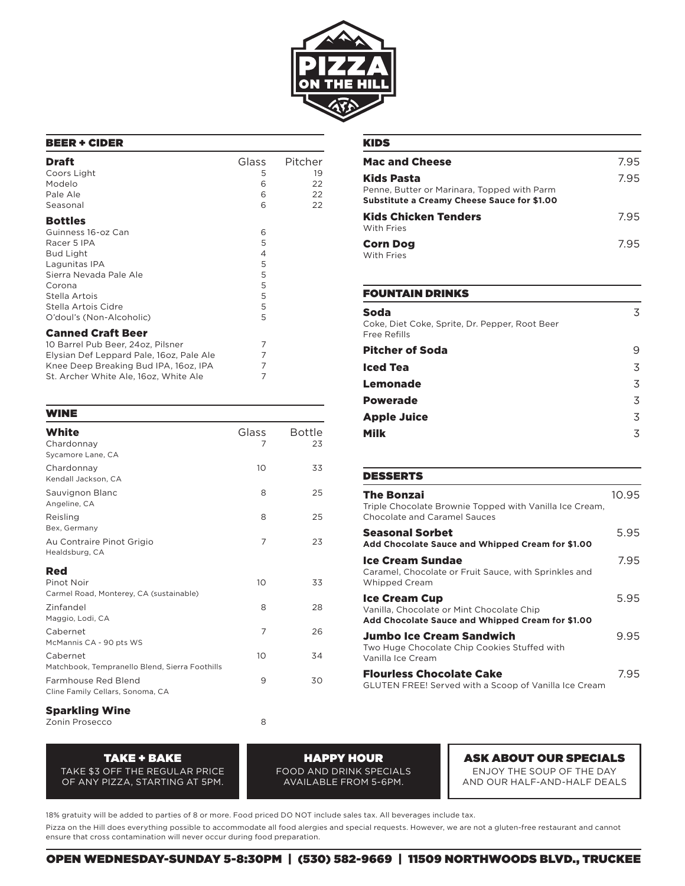# PIZZA ON THE HILL

## BEER + CIDER

| Draft | Glass | Pitcher |
|---|---|---|
| Coors Light | 5 | 19 |
| Modelo | 6 | 22 |
| Pale Ale | 6 | 22 |
| Seasonal | 6 | 22 |

| Bottles | |
|---|---|
| Guinness 16-oz Can | 6 |
| Racer 5 IPA | 5 |
| Bud Light | 4 |
| Lagunitas IPA | 5 |
| Sierra Nevada Pale Ale | 5 |
| Corona | 5 |
| Stella Artois | 5 |
| Stella Artois Cidre | 5 |
| O'doul's (Non-Alcoholic) | 5 |

| Canned Craft Beer | |
|---|---|
| 10 Barrel Pub Beer, 24oz, Pilsner | 7 |
| Elysian Def Leppard Pale, 16oz, Pale Ale | 7 |
| Knee Deep Breaking Bud IPA, 16oz, IPA | 7 |
| St. Archer White Ale, 16oz, White Ale | 7 |

## WINE

| White | Glass | Bottle |
|---|---|---|
| Chardonnay<br>Sycamore Lane, CA | 7 | 23 |
| Chardonnay<br>Kendall Jackson, CA | 10 | 33 |
| Sauvignon Blanc<br>Angeline, CA | 8 | 25 |
| Reisling<br>Bex, Germany | 8 | 25 |
| Au Contraire Pinot Grigio<br>Healdsburg, CA | 7 | 23 |

| Red | Glass | Bottle |
|---|---|---|
| Pinot Noir<br>Carmel Road, Monterey, CA (sustainable) | 10 | 33 |
| Zinfandel<br>Maggio, Lodi, CA | 8 | 28 |
| Cabernet<br>McMannis CA - 90 pts WS | 7 | 26 |
| Cabernet<br>Matchbook, Tempranello Blend, Sierra Foothills | 10 | 34 |
| Farmhouse Red Blend<br>Cline Family Cellars, Sonoma, CA | 9 | 30 |

| Sparkling Wine | Glass |
|---|---|
| Zonin Prosecco | 8 |

## KIDS

**Mac and Cheese** 7.95

**Kids Pasta** 7.95
Penne, Butter or Marinara, Topped with Parm
**Substitute a Creamy Cheese Sauce for $1.00**

**Kids Chicken Tenders** 7.95
With Fries

**Corn Dog** 7.95
With Fries

## FOUNTAIN DRINKS

**Soda** 3
Coke, Diet Coke, Sprite, Dr. Pepper, Root Beer
Free Refills

**Pitcher of Soda** 9

**Iced Tea** 3

**Lemonade** 3

**Powerade** 3

**Apple Juice** 3

**Milk** 3

## DESSERTS

**The Bonzai** 10.95
Triple Chocolate Brownie Topped with Vanilla Ice Cream, Chocolate and Caramel Sauces

**Seasonal Sorbet** 5.95
**Add Chocolate Sauce and Whipped Cream for $1.00**

**Ice Cream Sundae** 7.95
Caramel, Chocolate or Fruit Sauce, with Sprinkles and Whipped Cream

**Ice Cream Cup** 5.95
Vanilla, Chocolate or Mint Chocolate Chip
**Add Chocolate Sauce and Whipped Cream for $1.00**

**Jumbo Ice Cream Sandwich** 9.95
Two Huge Chocolate Chip Cookies Stuffed with Vanilla Ice Cream

**Flourless Chocolate Cake** 7.95
GLUTEN FREE! Served with a Scoop of Vanilla Ice Cream

### TAKE + BAKE
TAKE $3 OFF THE REGULAR PRICE OF ANY PIZZA, STARTING AT 5PM.

### HAPPY HOUR
FOOD AND DRINK SPECIALS AVAILABLE FROM 5-6PM.

### ASK ABOUT OUR SPECIALS
ENJOY THE SOUP OF THE DAY AND OUR HALF-AND-HALF DEALS

18% gratuity will be added to parties of 8 or more. Food priced DO NOT include sales tax. All beverages include tax.

Pizza on the Hill does everything possible to accommodate all food alergies and special requests. However, we are not a gluten-free restaurant and cannot ensure that cross contamination will never occur during food preparation.

**OPEN WEDNESDAY-SUNDAY 5-8:30PM | (530) 582-9669 | 11509 NORTHWOODS BLVD., TRUCKEE**